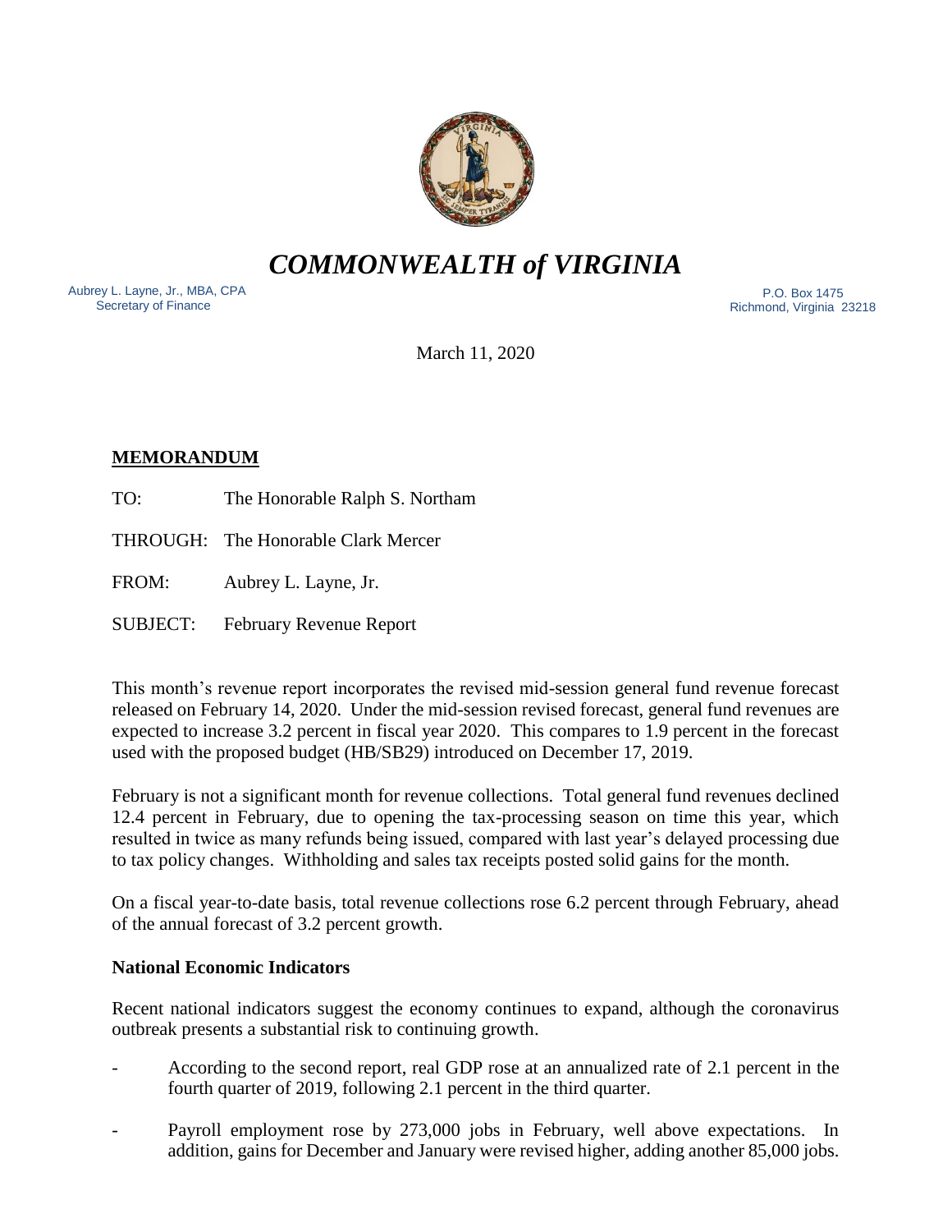# *COMMONWEALTH of VIRGINIA*

Aubrey L. Layne, Jr., MBA, CPA
Secretary of Finance

P.O. Box 1475
Richmond, Virginia 23218

March 11, 2020

**MEMORANDUM**

TO: The Honorable Ralph S. Northam

THROUGH: The Honorable Clark Mercer

FROM: Aubrey L. Layne, Jr.

SUBJECT: February Revenue Report

This month's revenue report incorporates the revised mid-session general fund revenue forecast released on February 14, 2020. Under the mid-session revised forecast, general fund revenues are expected to increase 3.2 percent in fiscal year 2020. This compares to 1.9 percent in the forecast used with the proposed budget (HB/SB29) introduced on December 17, 2019.

February is not a significant month for revenue collections. Total general fund revenues declined 12.4 percent in February, due to opening the tax-processing season on time this year, which resulted in twice as many refunds being issued, compared with last year's delayed processing due to tax policy changes. Withholding and sales tax receipts posted solid gains for the month.

On a fiscal year-to-date basis, total revenue collections rose 6.2 percent through February, ahead of the annual forecast of 3.2 percent growth.

**National Economic Indicators**

Recent national indicators suggest the economy continues to expand, although the coronavirus outbreak presents a substantial risk to continuing growth.

- According to the second report, real GDP rose at an annualized rate of 2.1 percent in the fourth quarter of 2019, following 2.1 percent in the third quarter.
- Payroll employment rose by 273,000 jobs in February, well above expectations. In addition, gains for December and January were revised higher, adding another 85,000 jobs.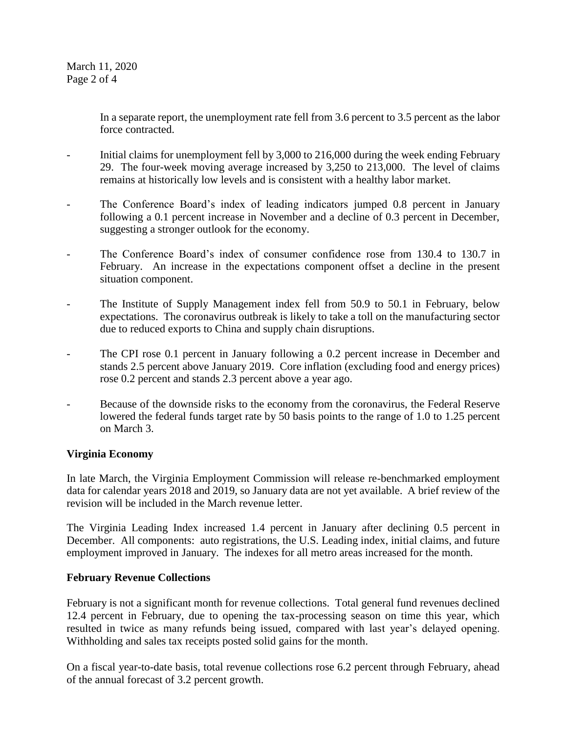In a separate report, the unemployment rate fell from 3.6 percent to 3.5 percent as the labor force contracted.

- Initial claims for unemployment fell by 3,000 to 216,000 during the week ending February 29. The four-week moving average increased by 3,250 to 213,000. The level of claims remains at historically low levels and is consistent with a healthy labor market.

- The Conference Board's index of leading indicators jumped 0.8 percent in January following a 0.1 percent increase in November and a decline of 0.3 percent in December, suggesting a stronger outlook for the economy.

- The Conference Board's index of consumer confidence rose from 130.4 to 130.7 in February. An increase in the expectations component offset a decline in the present situation component.

- The Institute of Supply Management index fell from 50.9 to 50.1 in February, below expectations. The coronavirus outbreak is likely to take a toll on the manufacturing sector due to reduced exports to China and supply chain disruptions.

- The CPI rose 0.1 percent in January following a 0.2 percent increase in December and stands 2.5 percent above January 2019. Core inflation (excluding food and energy prices) rose 0.2 percent and stands 2.3 percent above a year ago.

- Because of the downside risks to the economy from the coronavirus, the Federal Reserve lowered the federal funds target rate by 50 basis points to the range of 1.0 to 1.25 percent on March 3.

**Virginia Economy**

In late March, the Virginia Employment Commission will release re-benchmarked employment data for calendar years 2018 and 2019, so January data are not yet available. A brief review of the revision will be included in the March revenue letter.

The Virginia Leading Index increased 1.4 percent in January after declining 0.5 percent in December. All components: auto registrations, the U.S. Leading index, initial claims, and future employment improved in January. The indexes for all metro areas increased for the month.

**February Revenue Collections**

February is not a significant month for revenue collections. Total general fund revenues declined 12.4 percent in February, due to opening the tax-processing season on time this year, which resulted in twice as many refunds being issued, compared with last year's delayed opening. Withholding and sales tax receipts posted solid gains for the month.

On a fiscal year-to-date basis, total revenue collections rose 6.2 percent through February, ahead of the annual forecast of 3.2 percent growth.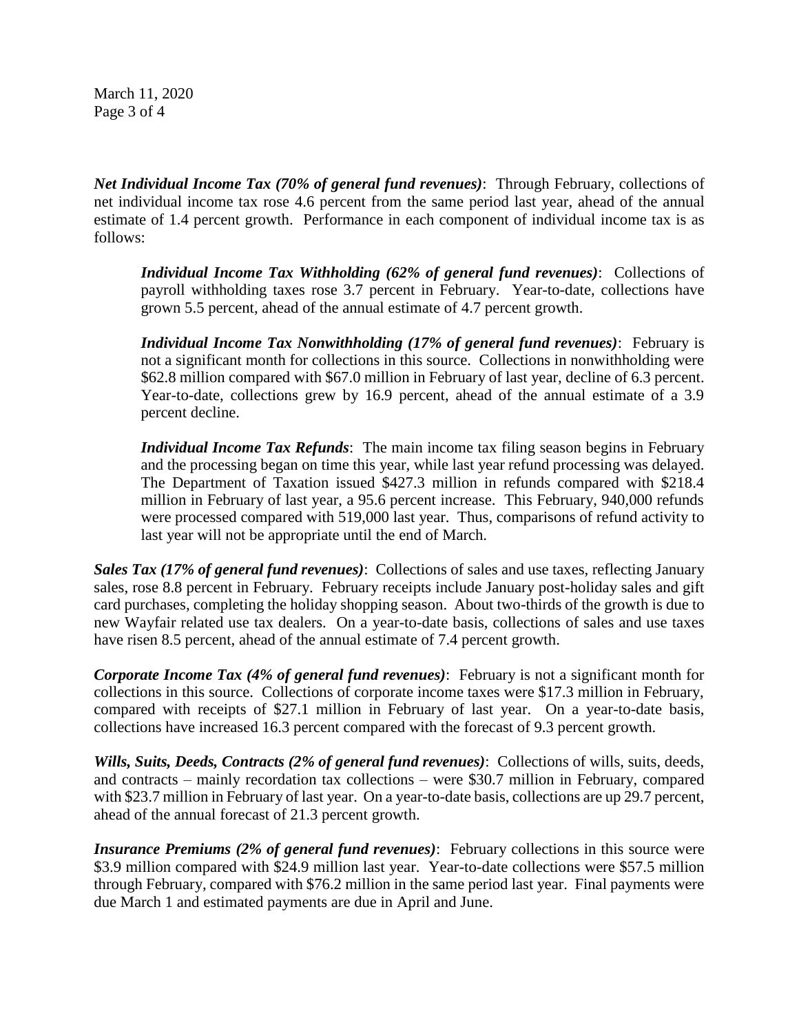***Net Individual Income Tax (70% of general fund revenues)***: Through February, collections of net individual income tax rose 4.6 percent from the same period last year, ahead of the annual estimate of 1.4 percent growth. Performance in each component of individual income tax is as follows:

> ***Individual Income Tax Withholding (62% of general fund revenues)***: Collections of payroll withholding taxes rose 3.7 percent in February. Year-to-date, collections have grown 5.5 percent, ahead of the annual estimate of 4.7 percent growth.
>
> ***Individual Income Tax Nonwithholding (17% of general fund revenues)***: February is not a significant month for collections in this source. Collections in nonwithholding were $62.8 million compared with $67.0 million in February of last year, decline of 6.3 percent. Year-to-date, collections grew by 16.9 percent, ahead of the annual estimate of a 3.9 percent decline.
>
> ***Individual Income Tax Refunds***: The main income tax filing season begins in February and the processing began on time this year, while last year refund processing was delayed. The Department of Taxation issued $427.3 million in refunds compared with $218.4 million in February of last year, a 95.6 percent increase. This February, 940,000 refunds were processed compared with 519,000 last year. Thus, comparisons of refund activity to last year will not be appropriate until the end of March.

***Sales Tax (17% of general fund revenues)***: Collections of sales and use taxes, reflecting January sales, rose 8.8 percent in February. February receipts include January post-holiday sales and gift card purchases, completing the holiday shopping season. About two-thirds of the growth is due to new Wayfair related use tax dealers. On a year-to-date basis, collections of sales and use taxes have risen 8.5 percent, ahead of the annual estimate of 7.4 percent growth.

***Corporate Income Tax (4% of general fund revenues)***: February is not a significant month for collections in this source. Collections of corporate income taxes were $17.3 million in February, compared with receipts of $27.1 million in February of last year. On a year-to-date basis, collections have increased 16.3 percent compared with the forecast of 9.3 percent growth.

***Wills, Suits, Deeds, Contracts (2% of general fund revenues)***: Collections of wills, suits, deeds, and contracts – mainly recordation tax collections – were $30.7 million in February, compared with $23.7 million in February of last year. On a year-to-date basis, collections are up 29.7 percent, ahead of the annual forecast of 21.3 percent growth.

***Insurance Premiums (2% of general fund revenues)***: February collections in this source were $3.9 million compared with $24.9 million last year. Year-to-date collections were $57.5 million through February, compared with $76.2 million in the same period last year. Final payments were due March 1 and estimated payments are due in April and June.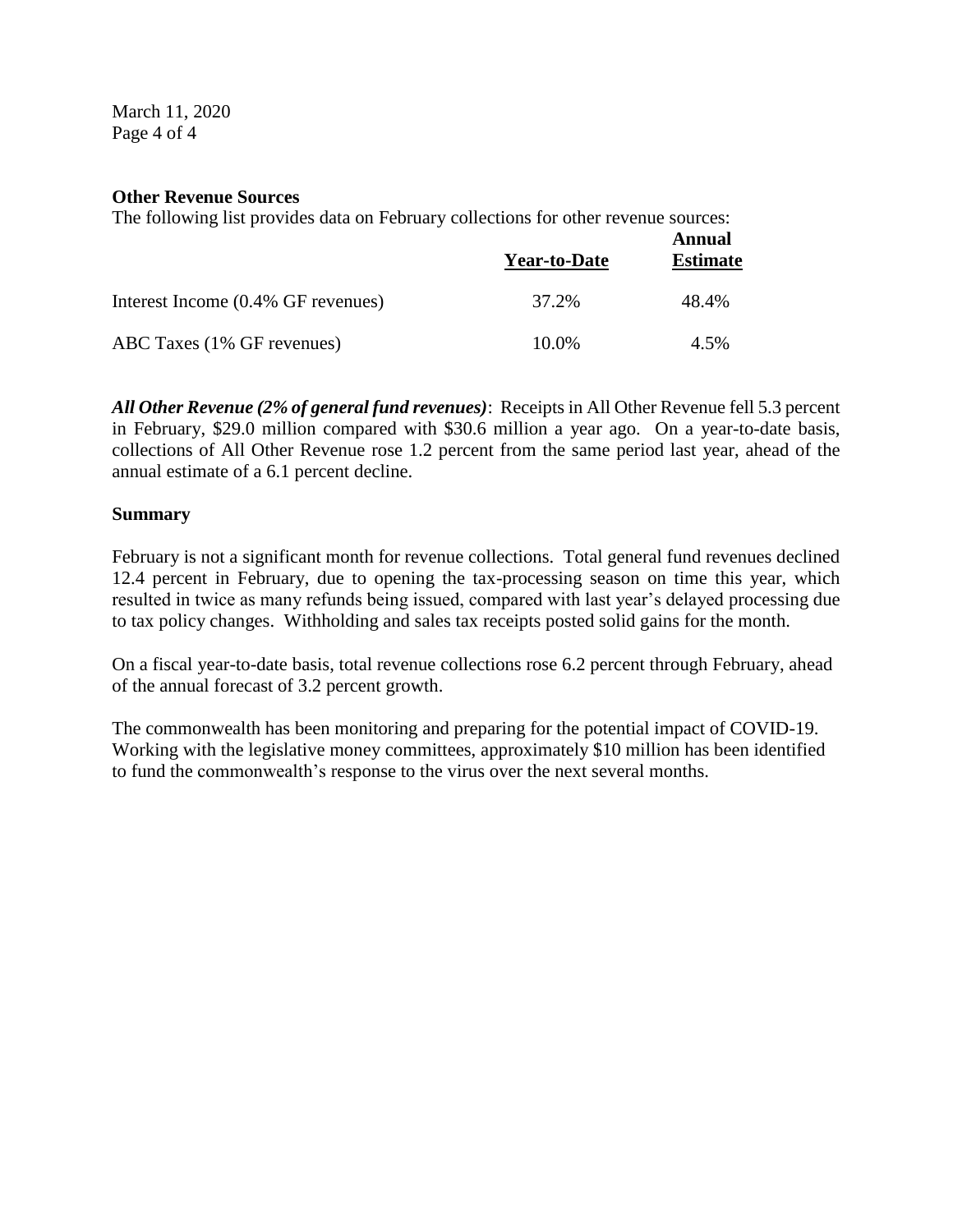## Other Revenue Sources

The following list provides data on February collections for other revenue sources:

| | Year-to-Date | Annual Estimate |
|---|---|---|
| Interest Income (0.4% GF revenues) | 37.2% | 48.4% |
| ABC Taxes (1% GF revenues) | 10.0% | 4.5% |

***All Other Revenue (2% of general fund revenues)***: Receipts in All Other Revenue fell 5.3 percent in February, $29.0 million compared with $30.6 million a year ago. On a year-to-date basis, collections of All Other Revenue rose 1.2 percent from the same period last year, ahead of the annual estimate of a 6.1 percent decline.

## Summary

February is not a significant month for revenue collections. Total general fund revenues declined 12.4 percent in February, due to opening the tax-processing season on time this year, which resulted in twice as many refunds being issued, compared with last year's delayed processing due to tax policy changes. Withholding and sales tax receipts posted solid gains for the month.

On a fiscal year-to-date basis, total revenue collections rose 6.2 percent through February, ahead of the annual forecast of 3.2 percent growth.

The commonwealth has been monitoring and preparing for the potential impact of COVID-19. Working with the legislative money committees, approximately $10 million has been identified to fund the commonwealth's response to the virus over the next several months.